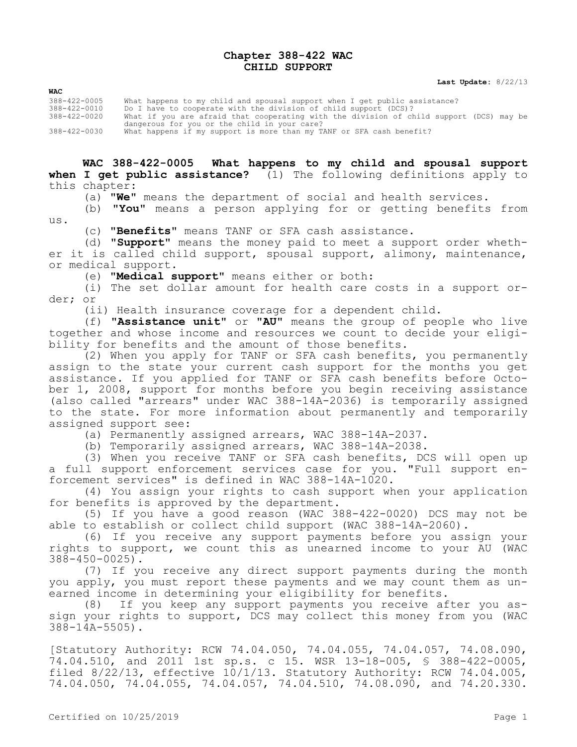# Chapter 388-422 WAC
# CHILD SUPPORT

**Last Update:** 8/22/13

**WAC**

| | |
|---|---|
| 388-422-0005 | What happens to my child and spousal support when I get public assistance? |
| 388-422-0010 | Do I have to cooperate with the division of child support (DCS)? |
| 388-422-0020 | What if you are afraid that cooperating with the division of child support (DCS) may be dangerous for you or the child in your care? |
| 388-422-0030 | What happens if my support is more than my TANF or SFA cash benefit? |

**WAC 388-422-0005 What happens to my child and spousal support when I get public assistance?** (1) The following definitions apply to this chapter:

(a) **"We"** means the department of social and health services.

(b) **"You"** means a person applying for or getting benefits from us.

(c) **"Benefits"** means TANF or SFA cash assistance.

(d) **"Support"** means the money paid to meet a support order whether it is called child support, spousal support, alimony, maintenance, or medical support.

(e) **"Medical support"** means either or both:

(i) The set dollar amount for health care costs in a support order; or

(ii) Health insurance coverage for a dependent child.

(f) **"Assistance unit"** or **"AU"** means the group of people who live together and whose income and resources we count to decide your eligibility for benefits and the amount of those benefits.

(2) When you apply for TANF or SFA cash benefits, you permanently assign to the state your current cash support for the months you get assistance. If you applied for TANF or SFA cash benefits before October 1, 2008, support for months before you begin receiving assistance (also called "arrears" under WAC 388-14A-2036) is temporarily assigned to the state. For more information about permanently and temporarily assigned support see:

(a) Permanently assigned arrears, WAC 388-14A-2037.

(b) Temporarily assigned arrears, WAC 388-14A-2038.

(3) When you receive TANF or SFA cash benefits, DCS will open up a full support enforcement services case for you. "Full support enforcement services" is defined in WAC 388-14A-1020.

(4) You assign your rights to cash support when your application for benefits is approved by the department.

(5) If you have a good reason (WAC 388-422-0020) DCS may not be able to establish or collect child support (WAC 388-14A-2060).

(6) If you receive any support payments before you assign your rights to support, we count this as unearned income to your AU (WAC 388-450-0025).

(7) If you receive any direct support payments during the month you apply, you must report these payments and we may count them as unearned income in determining your eligibility for benefits.

(8) If you keep any support payments you receive after you assign your rights to support, DCS may collect this money from you (WAC 388-14A-5505).

[Statutory Authority: RCW 74.04.050, 74.04.055, 74.04.057, 74.08.090, 74.04.510, and 2011 1st sp.s. c 15. WSR 13-18-005, § 388-422-0005, filed 8/22/13, effective 10/1/13. Statutory Authority: RCW 74.04.005, 74.04.050, 74.04.055, 74.04.057, 74.04.510, 74.08.090, and 74.20.330.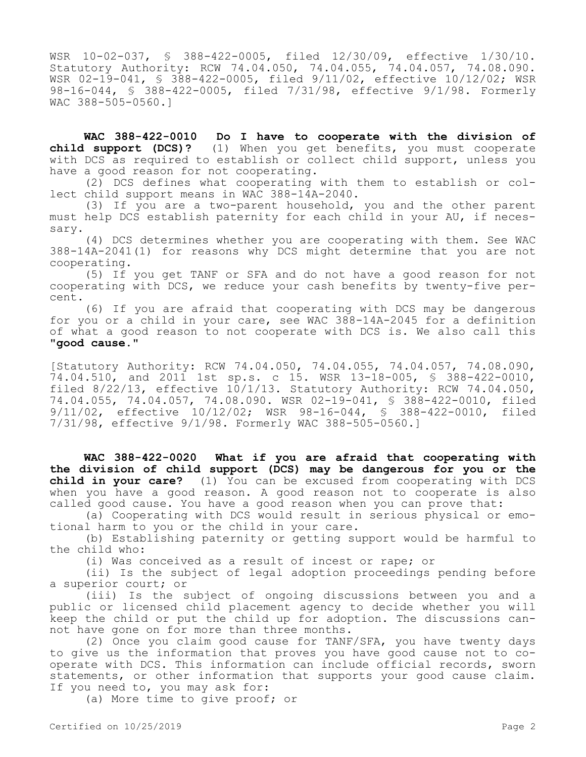WSR 10-02-037, § 388-422-0005, filed 12/30/09, effective 1/30/10. Statutory Authority: RCW 74.04.050, 74.04.055, 74.04.057, 74.08.090. WSR 02-19-041, § 388-422-0005, filed 9/11/02, effective 10/12/02; WSR 98-16-044, § 388-422-0005, filed 7/31/98, effective 9/1/98. Formerly WAC 388-505-0560.]

**WAC 388-422-0010 Do I have to cooperate with the division of child support (DCS)?** (1) When you get benefits, you must cooperate with DCS as required to establish or collect child support, unless you have a good reason for not cooperating.

(2) DCS defines what cooperating with them to establish or collect child support means in WAC 388-14A-2040.

(3) If you are a two-parent household, you and the other parent must help DCS establish paternity for each child in your AU, if necessary.

(4) DCS determines whether you are cooperating with them. See WAC 388-14A-2041(1) for reasons why DCS might determine that you are not cooperating.

(5) If you get TANF or SFA and do not have a good reason for not cooperating with DCS, we reduce your cash benefits by twenty-five percent.

(6) If you are afraid that cooperating with DCS may be dangerous for you or a child in your care, see WAC 388-14A-2045 for a definition of what a good reason to not cooperate with DCS is. We also call this **"good cause."**

[Statutory Authority: RCW 74.04.050, 74.04.055, 74.04.057, 74.08.090, 74.04.510, and 2011 1st sp.s. c 15. WSR 13-18-005, § 388-422-0010, filed 8/22/13, effective 10/1/13. Statutory Authority: RCW 74.04.050, 74.04.055, 74.04.057, 74.08.090. WSR 02-19-041, § 388-422-0010, filed 9/11/02, effective 10/12/02; WSR 98-16-044, § 388-422-0010, filed 7/31/98, effective 9/1/98. Formerly WAC 388-505-0560.]

**WAC 388-422-0020 What if you are afraid that cooperating with the division of child support (DCS) may be dangerous for you or the child in your care?** (1) You can be excused from cooperating with DCS when you have a good reason. A good reason not to cooperate is also called good cause. You have a good reason when you can prove that:

(a) Cooperating with DCS would result in serious physical or emotional harm to you or the child in your care.

(b) Establishing paternity or getting support would be harmful to the child who:

(i) Was conceived as a result of incest or rape; or

(ii) Is the subject of legal adoption proceedings pending before a superior court; or

(iii) Is the subject of ongoing discussions between you and a public or licensed child placement agency to decide whether you will keep the child or put the child up for adoption. The discussions cannot have gone on for more than three months.

(2) Once you claim good cause for TANF/SFA, you have twenty days to give us the information that proves you have good cause not to cooperate with DCS. This information can include official records, sworn statements, or other information that supports your good cause claim. If you need to, you may ask for:

(a) More time to give proof; or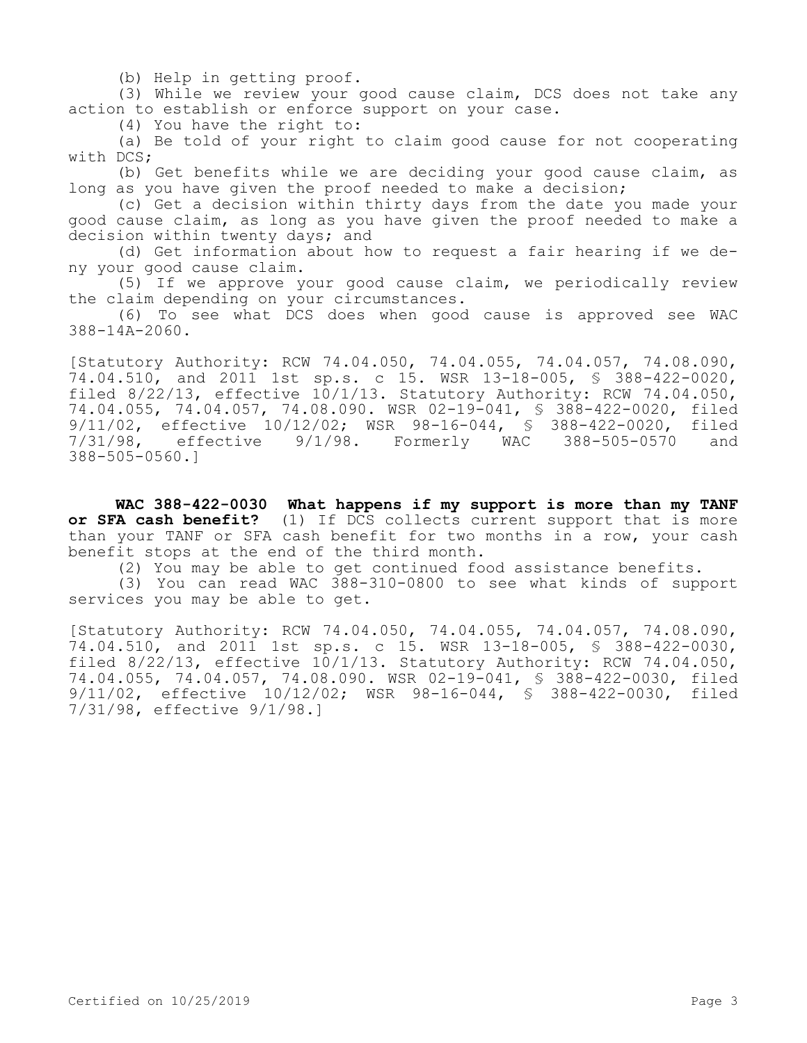(b) Help in getting proof.

(3) While we review your good cause claim, DCS does not take any action to establish or enforce support on your case.

(4) You have the right to:

(a) Be told of your right to claim good cause for not cooperating with DCS;

(b) Get benefits while we are deciding your good cause claim, as long as you have given the proof needed to make a decision;

(c) Get a decision within thirty days from the date you made your good cause claim, as long as you have given the proof needed to make a decision within twenty days; and

(d) Get information about how to request a fair hearing if we deny your good cause claim.

(5) If we approve your good cause claim, we periodically review the claim depending on your circumstances.

(6) To see what DCS does when good cause is approved see WAC 388-14A-2060.

[Statutory Authority: RCW 74.04.050, 74.04.055, 74.04.057, 74.08.090, 74.04.510, and 2011 1st sp.s. c 15. WSR 13-18-005, § 388-422-0020, filed 8/22/13, effective 10/1/13. Statutory Authority: RCW 74.04.050, 74.04.055, 74.04.057, 74.08.090. WSR 02-19-041, § 388-422-0020, filed 9/11/02, effective 10/12/02; WSR 98-16-044, § 388-422-0020, filed 7/31/98, effective 9/1/98. Formerly WAC 388-505-0570 and 388-505-0560.]

**WAC 388-422-0030 What happens if my support is more than my TANF or SFA cash benefit?** (1) If DCS collects current support that is more than your TANF or SFA cash benefit for two months in a row, your cash benefit stops at the end of the third month.

(2) You may be able to get continued food assistance benefits.

(3) You can read WAC 388-310-0800 to see what kinds of support services you may be able to get.

[Statutory Authority: RCW 74.04.050, 74.04.055, 74.04.057, 74.08.090, 74.04.510, and 2011 1st sp.s. c 15. WSR 13-18-005, § 388-422-0030, filed 8/22/13, effective 10/1/13. Statutory Authority: RCW 74.04.050, 74.04.055, 74.04.057, 74.08.090. WSR 02-19-041, § 388-422-0030, filed 9/11/02, effective 10/12/02; WSR 98-16-044, § 388-422-0030, filed 7/31/98, effective 9/1/98.]